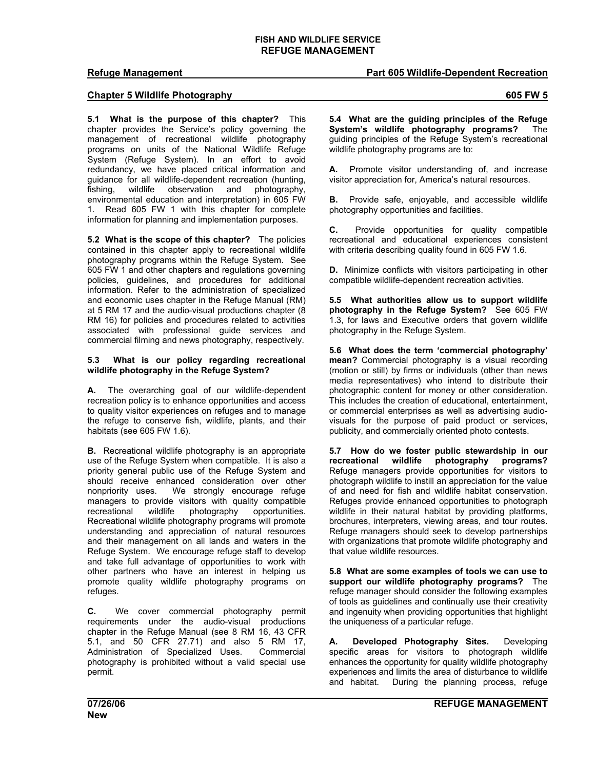# FISH AND WILDLIFE SERVICE
# REFUGE MANAGEMENT

**Refuge Management** — **Part 605 Wildlife-Dependent Recreation**

## Chapter 5 Wildlife Photography — 605 FW 5

**5.1 What is the purpose of this chapter?** This chapter provides the Service's policy governing the management of recreational wildlife photography programs on units of the National Wildlife Refuge System (Refuge System). In an effort to avoid redundancy, we have placed critical information and guidance for all wildlife-dependent recreation (hunting, fishing, wildlife observation and photography, environmental education and interpretation) in 605 FW 1. Read 605 FW 1 with this chapter for complete information for planning and implementation purposes.

**5.2 What is the scope of this chapter?** The policies contained in this chapter apply to recreational wildlife photography programs within the Refuge System. See 605 FW 1 and other chapters and regulations governing policies, guidelines, and procedures for additional information. Refer to the administration of specialized and economic uses chapter in the Refuge Manual (RM) at 5 RM 17 and the audio-visual productions chapter (8 RM 16) for policies and procedures related to activities associated with professional guide services and commercial filming and news photography, respectively.

**5.3 What is our policy regarding recreational wildlife photography in the Refuge System?**

**A.** The overarching goal of our wildlife-dependent recreation policy is to enhance opportunities and access to quality visitor experiences on refuges and to manage the refuge to conserve fish, wildlife, plants, and their habitats (see 605 FW 1.6).

**B.** Recreational wildlife photography is an appropriate use of the Refuge System when compatible. It is also a priority general public use of the Refuge System and should receive enhanced consideration over other nonpriority uses. We strongly encourage refuge managers to provide visitors with quality compatible recreational wildlife photography opportunities. Recreational wildlife photography programs will promote understanding and appreciation of natural resources and their management on all lands and waters in the Refuge System. We encourage refuge staff to develop and take full advantage of opportunities to work with other partners who have an interest in helping us promote quality wildlife photography programs on refuges.

**C.** We cover commercial photography permit requirements under the audio-visual productions chapter in the Refuge Manual (see 8 RM 16, 43 CFR 5.1, and 50 CFR 27.71) and also 5 RM 17, Administration of Specialized Uses. Commercial photography is prohibited without a valid special use permit.

**5.4 What are the guiding principles of the Refuge System's wildlife photography programs?** The guiding principles of the Refuge System's recreational wildlife photography programs are to:

**A.** Promote visitor understanding of, and increase visitor appreciation for, America's natural resources.

**B.** Provide safe, enjoyable, and accessible wildlife photography opportunities and facilities.

**C.** Provide opportunities for quality compatible recreational and educational experiences consistent with criteria describing quality found in 605 FW 1.6.

**D.** Minimize conflicts with visitors participating in other compatible wildlife-dependent recreation activities.

**5.5 What authorities allow us to support wildlife photography in the Refuge System?** See 605 FW 1.3, for laws and Executive orders that govern wildlife photography in the Refuge System.

**5.6 What does the term 'commercial photography' mean?** Commercial photography is a visual recording (motion or still) by firms or individuals (other than news media representatives) who intend to distribute their photographic content for money or other consideration. This includes the creation of educational, entertainment, or commercial enterprises as well as advertising audio-visuals for the purpose of paid product or services, publicity, and commercially oriented photo contests.

**5.7 How do we foster public stewardship in our recreational wildlife photography programs?** Refuge managers provide opportunities for visitors to photograph wildlife to instill an appreciation for the value of and need for fish and wildlife habitat conservation. Refuges provide enhanced opportunities to photograph wildlife in their natural habitat by providing platforms, brochures, interpreters, viewing areas, and tour routes. Refuge managers should seek to develop partnerships with organizations that promote wildlife photography and that value wildlife resources.

**5.8 What are some examples of tools we can use to support our wildlife photography programs?** The refuge manager should consider the following examples of tools as guidelines and continually use their creativity and ingenuity when providing opportunities that highlight the uniqueness of a particular refuge.

**A. Developed Photography Sites.** Developing specific areas for visitors to photograph wildlife enhances the opportunity for quality wildlife photography experiences and limits the area of disturbance to wildlife and habitat. During the planning process, refuge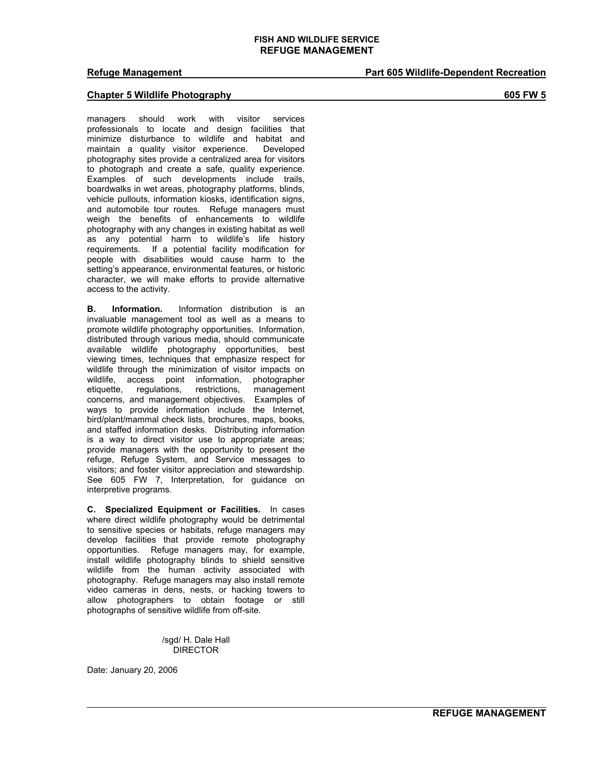managers should work with visitor services professionals to locate and design facilities that minimize disturbance to wildlife and habitat and maintain a quality visitor experience. Developed photography sites provide a centralized area for visitors to photograph and create a safe, quality experience. Examples of such developments include trails, boardwalks in wet areas, photography platforms, blinds, vehicle pullouts, information kiosks, identification signs, and automobile tour routes. Refuge managers must weigh the benefits of enhancements to wildlife photography with any changes in existing habitat as well as any potential harm to wildlife's life history requirements. If a potential facility modification for people with disabilities would cause harm to the setting's appearance, environmental features, or historic character, we will make efforts to provide alternative access to the activity.

**B. Information.** Information distribution is an invaluable management tool as well as a means to promote wildlife photography opportunities. Information, distributed through various media, should communicate available wildlife photography opportunities, best viewing times, techniques that emphasize respect for wildlife through the minimization of visitor impacts on wildlife, access point information, photographer etiquette, regulations, restrictions, management concerns, and management objectives. Examples of ways to provide information include the Internet, bird/plant/mammal check lists, brochures, maps, books, and staffed information desks. Distributing information is a way to direct visitor use to appropriate areas; provide managers with the opportunity to present the refuge, Refuge System, and Service messages to visitors; and foster visitor appreciation and stewardship. See 605 FW 7, Interpretation, for guidance on interpretive programs.

**C. Specialized Equipment or Facilities.** In cases where direct wildlife photography would be detrimental to sensitive species or habitats, refuge managers may develop facilities that provide remote photography opportunities. Refuge managers may, for example, install wildlife photography blinds to shield sensitive wildlife from the human activity associated with photography. Refuge managers may also install remote video cameras in dens, nests, or hacking towers to allow photographers to obtain footage or still photographs of sensitive wildlife from off-site.

/sgd/ H. Dale Hall
DIRECTOR

Date: January 20, 2006